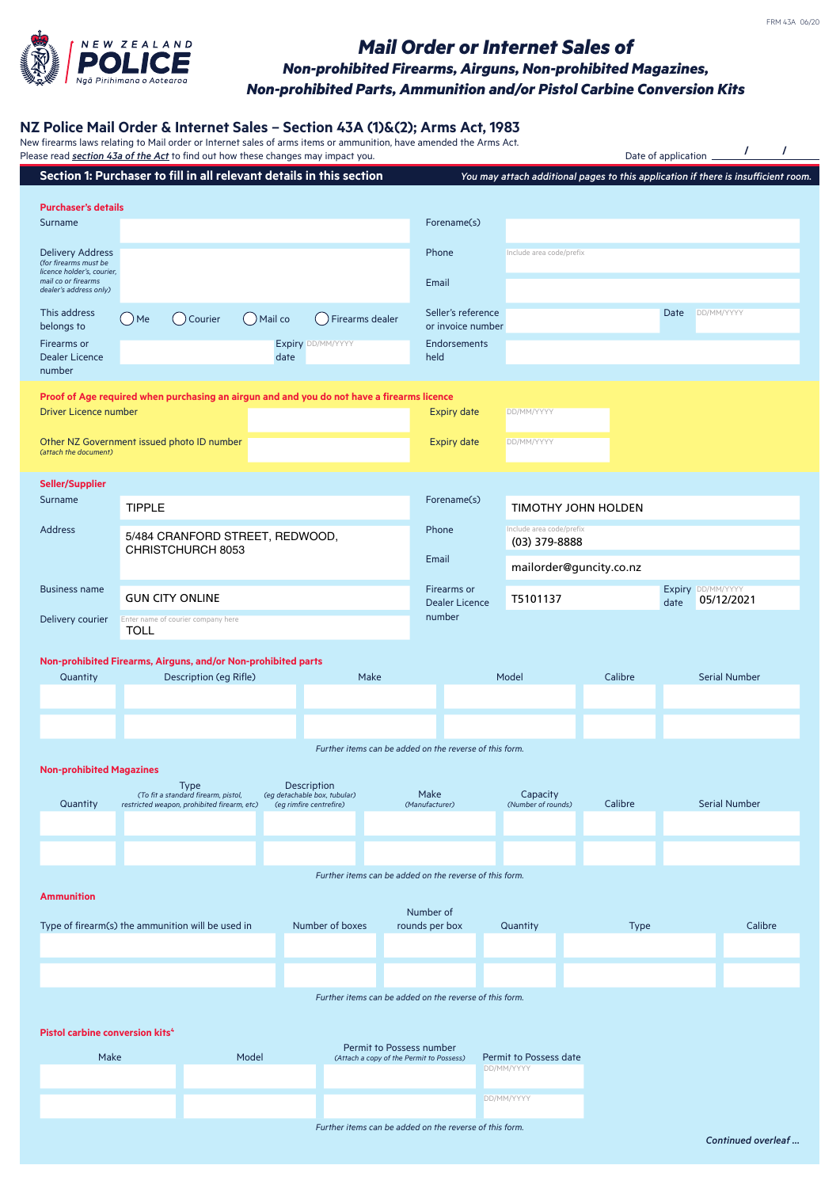FRM 43A 06/20

NEW ZEALAND POLICE
Ngā Pirihimana o Aotearoa

# Mail Order or Internet Sales of

### Non-prohibited Firearms, Airguns, Non-prohibited Magazines, Non-prohibited Parts, Ammunition and/or Pistol Carbine Conversion Kits

## NZ Police Mail Order & Internet Sales – Section 43A (1)&(2); Arms Act, 1983

New firearms laws relating to Mail order or Internet sales of arms items or ammunition, have amended the Arms Act. Please read ***section 43a of the Act*** to find out how these changes may impact you.

Date of application ____ / ____ / ____

## Section 1: Purchaser to fill in all relevant details in this section

*You may attach additional pages to this application if there is insufficient room.*

### Purchaser's details

| | | | |
|---|---|---|---|
| Surname | | Forename(s) | |
| Delivery Address *(for firearms must be licence holder's, courier, mail co or firearms dealer's address only)* | | Phone | Include area code/prefix |
| | | Email | |
| This address belongs to | ◯ Me ◯ Courier ◯ Mail co ◯ Firearms dealer | Seller's reference or invoice number | Date DD/MM/YYYY |
| Firearms or Dealer Licence number | Expiry date DD/MM/YYYY | Endorsements held | |

### Proof of Age required when purchasing an airgun and and you do not have a firearms licence

| | | | |
|---|---|---|---|
| Driver Licence number | | Expiry date | DD/MM/YYYY |
| Other NZ Government issued photo ID number *(attach the document)* | | Expiry date | DD/MM/YYYY |

### Seller/Supplier

| | | | |
|---|---|---|---|
| Surname | TIPPLE | Forename(s) | TIMOTHY JOHN HOLDEN |
| Address | 5/484 CRANFORD STREET, REDWOOD, CHRISTCHURCH 8053 | Phone | (03) 379-8888 |
| | | Email | mailorder@guncity.co.nz |
| Business name | GUN CITY ONLINE | Firearms or Dealer Licence number | T5101137 — Expiry date 05/12/2021 |
| Delivery courier | TOLL | | |

### Non-prohibited Firearms, Airguns, and/or Non-prohibited parts

| Quantity | Description (eg Rifle) | Make | Model | Calibre | Serial Number |
|---|---|---|---|---|---|
| | | | | | |
| | | | | | |

*Further items can be added on the reverse of this form.*

### Non-prohibited Magazines

| Quantity | Type *(To fit a standard firearm, pistol, restricted weapon, prohibited firearm, etc)* | Description *(eg detachable box, tubular) (eg rimfire centrefire)* | Make *(Manufacturer)* | Capacity *(Number of rounds)* | Calibre | Serial Number |
|---|---|---|---|---|---|---|
| | | | | | | |
| | | | | | | |

*Further items can be added on the reverse of this form.*

### Ammunition

| Type of firearm(s) the ammunition will be used in | Number of boxes | Number of rounds per box | Quantity | Type | Calibre |
|---|---|---|---|---|---|
| | | | | | |
| | | | | | |

*Further items can be added on the reverse of this form.*

### Pistol carbine conversion kits[4]

| Make | Model | Permit to Possess number *(Attach a copy of the Permit to Possess)* | Permit to Possess date |
|---|---|---|---|
| | | | DD/MM/YYYY |
| | | | DD/MM/YYYY |

*Further items can be added on the reverse of this form.*

*Continued overleaf ...*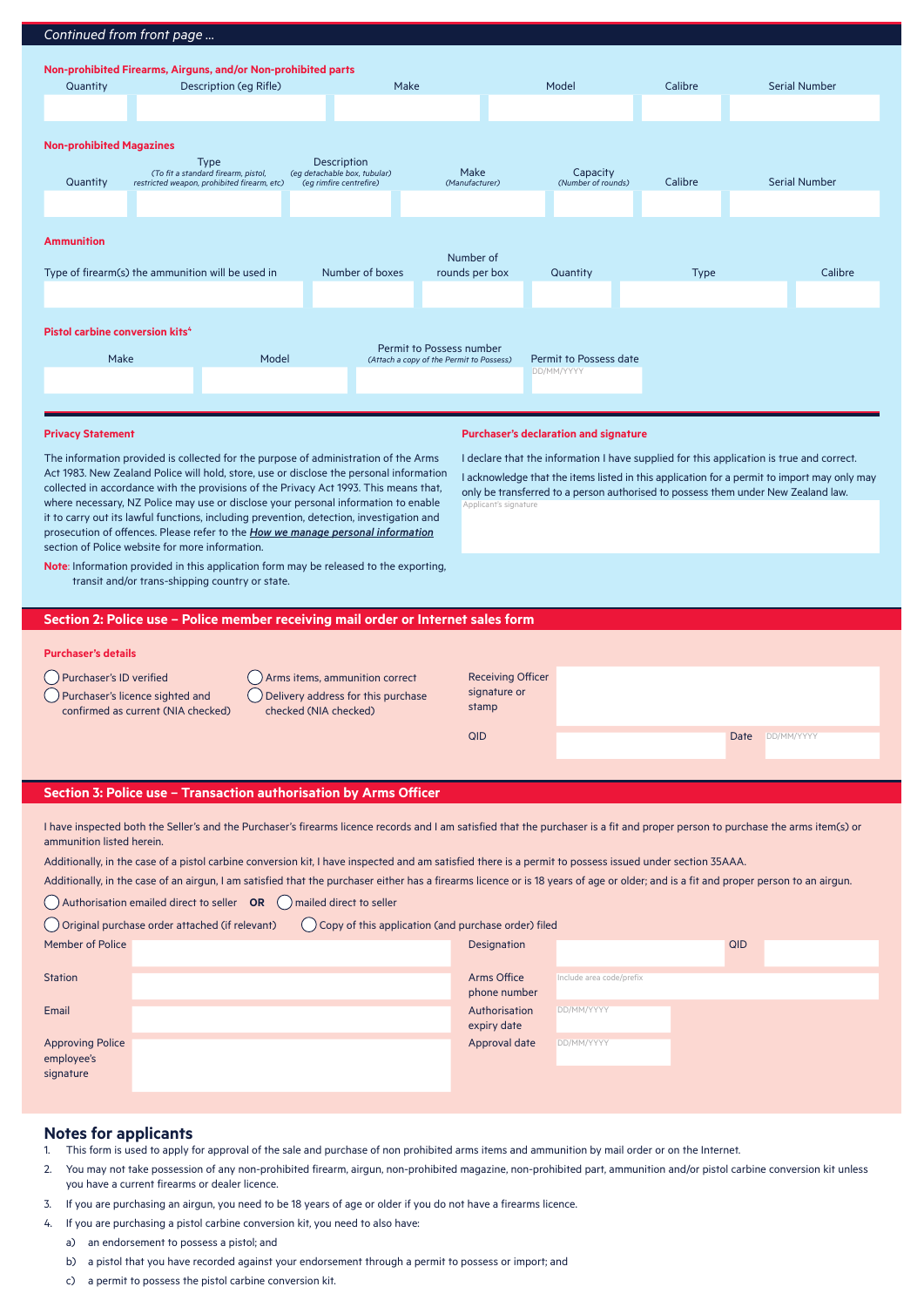*Continued from front page ...*

**Non-prohibited Firearms, Airguns, and/or Non-prohibited parts**

| Quantity | Description (eg Rifle) | Make | Model | Calibre | Serial Number |
|---|---|---|---|---|---|
| | | | | | |

**Non-prohibited Magazines**

| Quantity | Type *(To fit a standard firearm, pistol, restricted weapon, prohibited firearm, etc)* | Description *(eg detachable box, tubular) (eg rimfire centrefire)* | Make *(Manufacturer)* | Capacity *(Number of rounds)* | Calibre | Serial Number |
|---|---|---|---|---|---|---|
| | | | | | | |

**Ammunition**

| Type of firearm(s) the ammunition will be used in | Number of boxes | Number of rounds per box | Quantity | Type | Calibre |
|---|---|---|---|---|---|
| | | | | | |

**Pistol carbine conversion kits**[4]

| Make | Model | Permit to Possess number *(Attach a copy of the Permit to Possess)* | Permit to Possess date |
|---|---|---|---|
| | | | DD/MM/YYYY |

**Privacy Statement**

The information provided is collected for the purpose of administration of the Arms Act 1983. New Zealand Police will hold, store, use or disclose the personal information collected in accordance with the provisions of the Privacy Act 1993. This means that, where necessary, NZ Police may use or disclose your personal information to enable it to carry out its lawful functions, including prevention, detection, investigation and prosecution of offences. Please refer to the ***How we manage personal information*** section of Police website for more information.

**Note**: Information provided in this application form may be released to the exporting, transit and/or trans-shipping country or state.

**Purchaser's declaration and signature**

I declare that the information I have supplied for this application is true and correct.

I acknowledge that the items listed in this application for a permit to import may only may only be transferred to a person authorised to possess them under New Zealand law.

Applicant's signature

## Section 2: Police use – Police member receiving mail order or Internet sales form

**Purchaser's details**

- ◯ Purchaser's ID verified
- ◯ Purchaser's licence sighted and confirmed as current (NIA checked)
- ◯ Arms items, ammunition correct
- ◯ Delivery address for this purchase checked (NIA checked)

Receiving Officer signature or stamp

QID

Date DD/MM/YYYY

## Section 3: Police use – Transaction authorisation by Arms Officer

I have inspected both the Seller's and the Purchaser's firearms licence records and I am satisfied that the purchaser is a fit and proper person to purchase the arms item(s) or ammunition listed herein.

Additionally, in the case of a pistol carbine conversion kit, I have inspected and am satisfied there is a permit to possess issued under section 35AAA.

Additionally, in the case of an airgun, I am satisfied that the purchaser either has a firearms licence or is 18 years of age or older; and is a fit and proper person to an airgun.

◯ Authorisation emailed direct to seller **OR** ◯ mailed direct to seller

◯ Original purchase order attached (if relevant) ◯ Copy of this application (and purchase order) filed

Member of Police

Station

Email

Approving Police employee's signature

Designation

QID

Arms Office phone number (Include area code/prefix)

Authorisation expiry date DD/MM/YYYY

Approval date DD/MM/YYYY

## Notes for applicants

1. This form is used to apply for approval of the sale and purchase of non prohibited arms items and ammunition by mail order or on the Internet.
2. You may not take possession of any non-prohibited firearm, airgun, non-prohibited magazine, non-prohibited part, ammunition and/or pistol carbine conversion kit unless you have a current firearms or dealer licence.
3. If you are purchasing an airgun, you need to be 18 years of age or older if you do not have a firearms licence.
4. If you are purchasing a pistol carbine conversion kit, you need to also have:
   a) an endorsement to possess a pistol; and
   b) a pistol that you have recorded against your endorsement through a permit to possess or import; and
   c) a permit to possess the pistol carbine conversion kit.